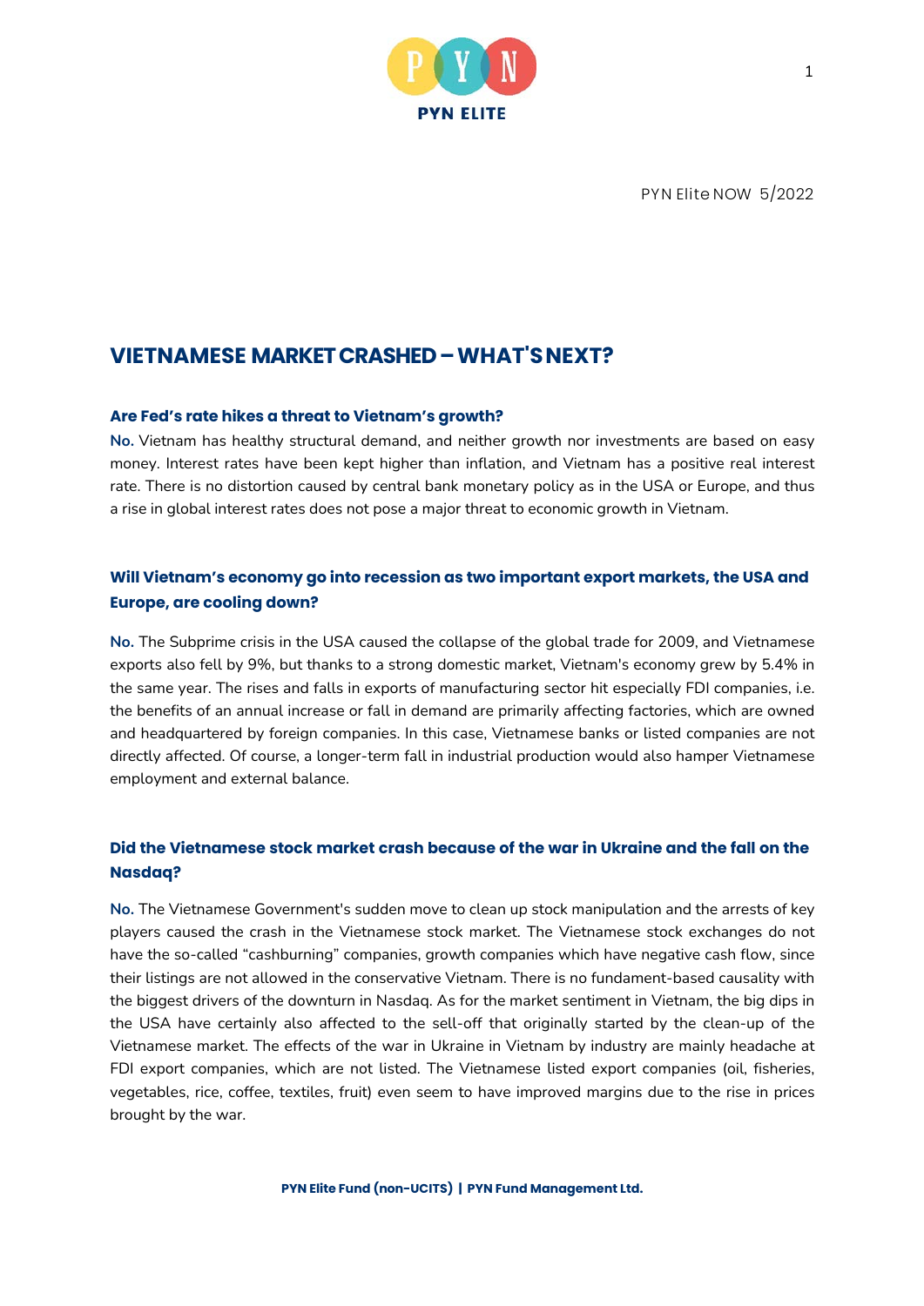PYN Elite NOW 5/2022

# VIETNAMESE MARKET CRASHED – WHAT'S NEXT?

### Are Fed's rate hikes a threat to Vietnam's growth?

**No.** Vietnam has healthy structural demand, and neither growth nor investments are based on easy money. Interest rates have been kept higher than inflation, and Vietnam has a positive real interest rate. There is no distortion caused by central bank monetary policy as in the USA or Europe, and thus a rise in global interest rates does not pose a major threat to economic growth in Vietnam.

### Will Vietnam's economy go into recession as two important export markets, the USA and Europe, are cooling down?

**No.** The Subprime crisis in the USA caused the collapse of the global trade for 2009, and Vietnamese exports also fell by 9%, but thanks to a strong domestic market, Vietnam's economy grew by 5.4% in the same year. The rises and falls in exports of manufacturing sector hit especially FDI companies, i.e. the benefits of an annual increase or fall in demand are primarily affecting factories, which are owned and headquartered by foreign companies. In this case, Vietnamese banks or listed companies are not directly affected. Of course, a longer-term fall in industrial production would also hamper Vietnamese employment and external balance.

### Did the Vietnamese stock market crash because of the war in Ukraine and the fall on the Nasdaq?

**No.** The Vietnamese Government's sudden move to clean up stock manipulation and the arrests of key players caused the crash in the Vietnamese stock market. The Vietnamese stock exchanges do not have the so-called "cashburning" companies, growth companies which have negative cash flow, since their listings are not allowed in the conservative Vietnam. There is no fundament-based causality with the biggest drivers of the downturn in Nasdaq. As for the market sentiment in Vietnam, the big dips in the USA have certainly also affected to the sell-off that originally started by the clean-up of the Vietnamese market. The effects of the war in Ukraine in Vietnam by industry are mainly headache at FDI export companies, which are not listed. The Vietnamese listed export companies (oil, fisheries, vegetables, rice, coffee, textiles, fruit) even seem to have improved margins due to the rise in prices brought by the war.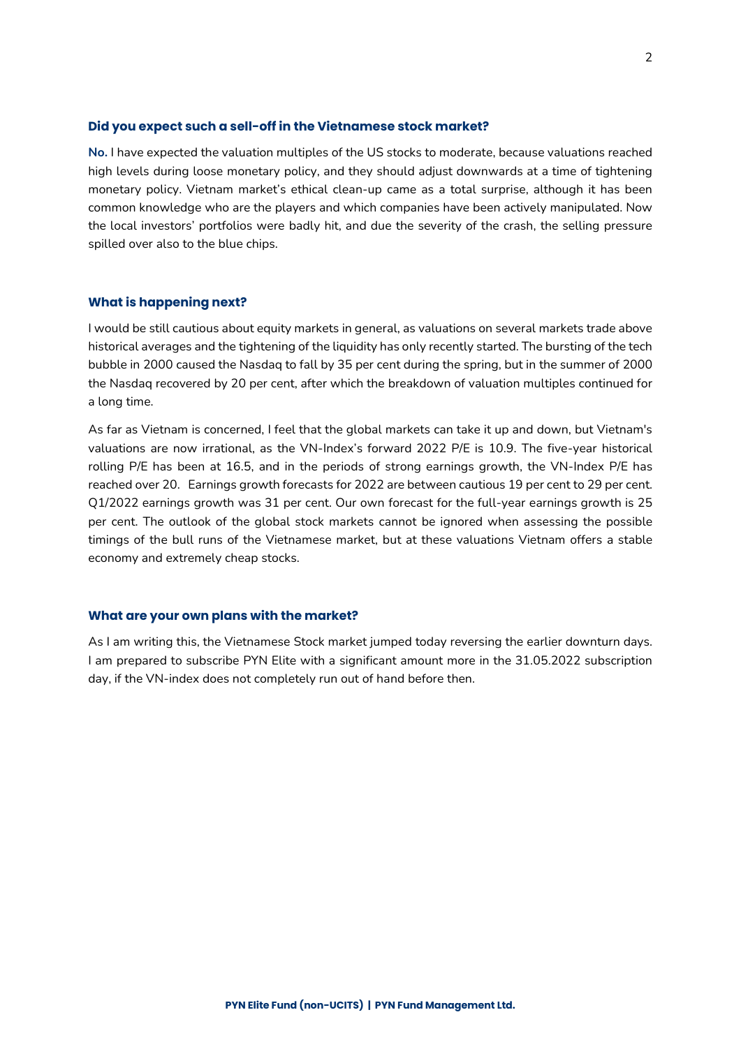### Did you expect such a sell-off in the Vietnamese stock market?

**No.** I have expected the valuation multiples of the US stocks to moderate, because valuations reached high levels during loose monetary policy, and they should adjust downwards at a time of tightening monetary policy. Vietnam market's ethical clean-up came as a total surprise, although it has been common knowledge who are the players and which companies have been actively manipulated. Now the local investors' portfolios were badly hit, and due the severity of the crash, the selling pressure spilled over also to the blue chips.

### What is happening next?

I would be still cautious about equity markets in general, as valuations on several markets trade above historical averages and the tightening of the liquidity has only recently started. The bursting of the tech bubble in 2000 caused the Nasdaq to fall by 35 per cent during the spring, but in the summer of 2000 the Nasdaq recovered by 20 per cent, after which the breakdown of valuation multiples continued for a long time.

As far as Vietnam is concerned, I feel that the global markets can take it up and down, but Vietnam's valuations are now irrational, as the VN-Index's forward 2022 P/E is 10.9. The five-year historical rolling P/E has been at 16.5, and in the periods of strong earnings growth, the VN-Index P/E has reached over 20. Earnings growth forecasts for 2022 are between cautious 19 per cent to 29 per cent. Q1/2022 earnings growth was 31 per cent. Our own forecast for the full-year earnings growth is 25 per cent. The outlook of the global stock markets cannot be ignored when assessing the possible timings of the bull runs of the Vietnamese market, but at these valuations Vietnam offers a stable economy and extremely cheap stocks.

### What are your own plans with the market?

As I am writing this, the Vietnamese Stock market jumped today reversing the earlier downturn days. I am prepared to subscribe PYN Elite with a significant amount more in the 31.05.2022 subscription day, if the VN-index does not completely run out of hand before then.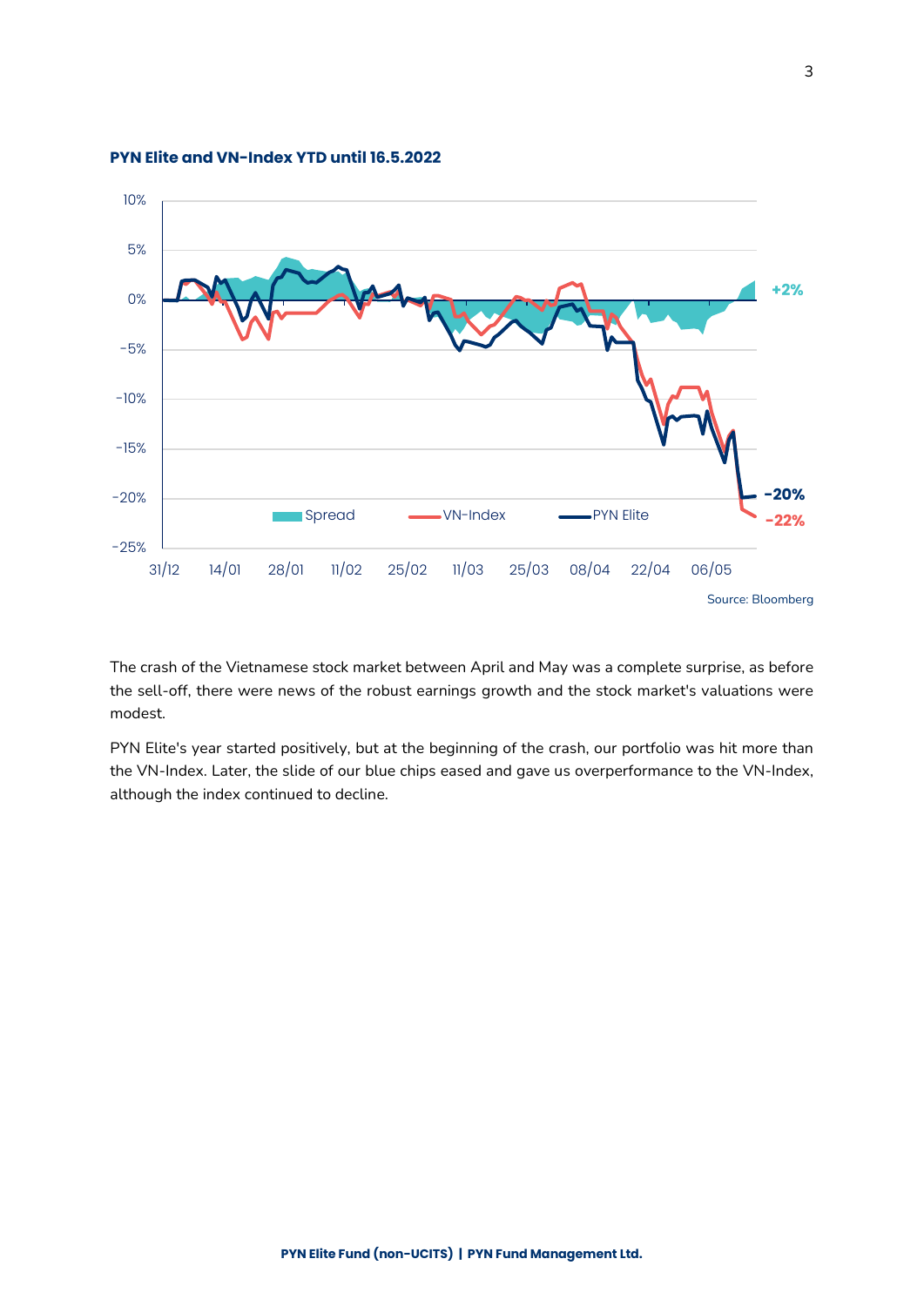**PYN Elite and VN-Index YTD until 16.5.2022**

Source: Bloomberg

The crash of the Vietnamese stock market between April and May was a complete surprise, as before the sell-off, there were news of the robust earnings growth and the stock market's valuations were modest.

PYN Elite's year started positively, but at the beginning of the crash, our portfolio was hit more than the VN-Index. Later, the slide of our blue chips eased and gave us overperformance to the VN-Index, although the index continued to decline.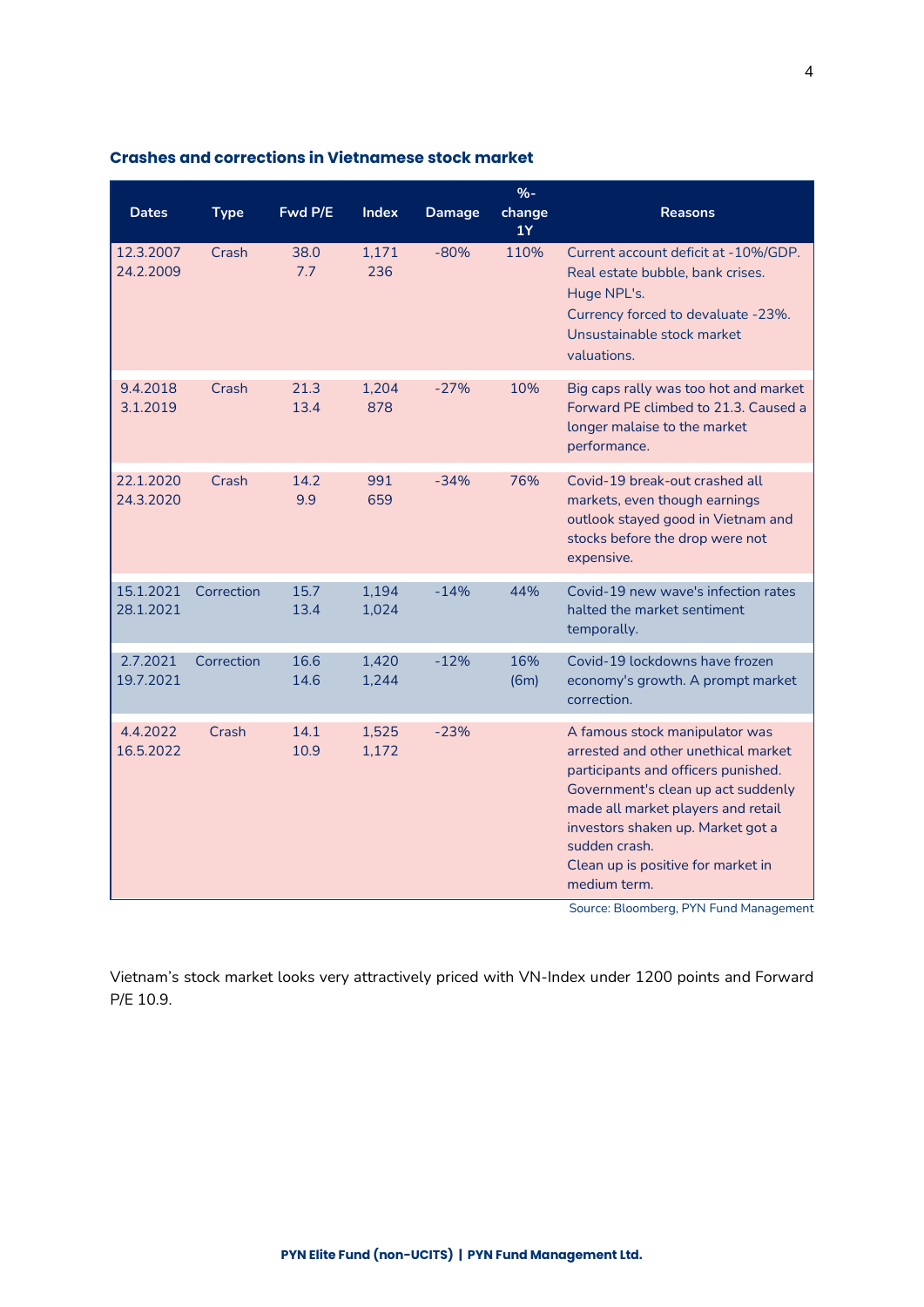### Crashes and corrections in Vietnamese stock market

| Dates | Type | Fwd P/E | Index | Damage | %-change 1Y | Reasons |
|---|---|---|---|---|---|---|
| 12.3.2007<br>24.2.2009 | Crash | 38.0<br>7.7 | 1,171<br>236 | -80% | 110% | Current account deficit at -10%/GDP.<br>Real estate bubble, bank crises.<br>Huge NPL's.<br>Currency forced to devaluate -23%.<br>Unsustainable stock market valuations. |
| 9.4.2018<br>3.1.2019 | Crash | 21.3<br>13.4 | 1,204<br>878 | -27% | 10% | Big caps rally was too hot and market Forward PE climbed to 21.3. Caused a longer malaise to the market performance. |
| 22.1.2020<br>24.3.2020 | Crash | 14.2<br>9.9 | 991<br>659 | -34% | 76% | Covid-19 break-out crashed all markets, even though earnings outlook stayed good in Vietnam and stocks before the drop were not expensive. |
| 15.1.2021<br>28.1.2021 | Correction | 15.7<br>13.4 | 1,194<br>1,024 | -14% | 44% | Covid-19 new wave's infection rates halted the market sentiment temporally. |
| 2.7.2021<br>19.7.2021 | Correction | 16.6<br>14.6 | 1,420<br>1,244 | -12% | 16%<br>(6m) | Covid-19 lockdowns have frozen economy's growth. A prompt market correction. |
| 4.4.2022<br>16.5.2022 | Crash | 14.1<br>10.9 | 1,525<br>1,172 | -23% | | A famous stock manipulator was arrested and other unethical market participants and officers punished. Government's clean up act suddenly made all market players and retail investors shaken up. Market got a sudden crash.<br>Clean up is positive for market in medium term. |

Source: Bloomberg, PYN Fund Management

Vietnam's stock market looks very attractively priced with VN-Index under 1200 points and Forward P/E 10.9.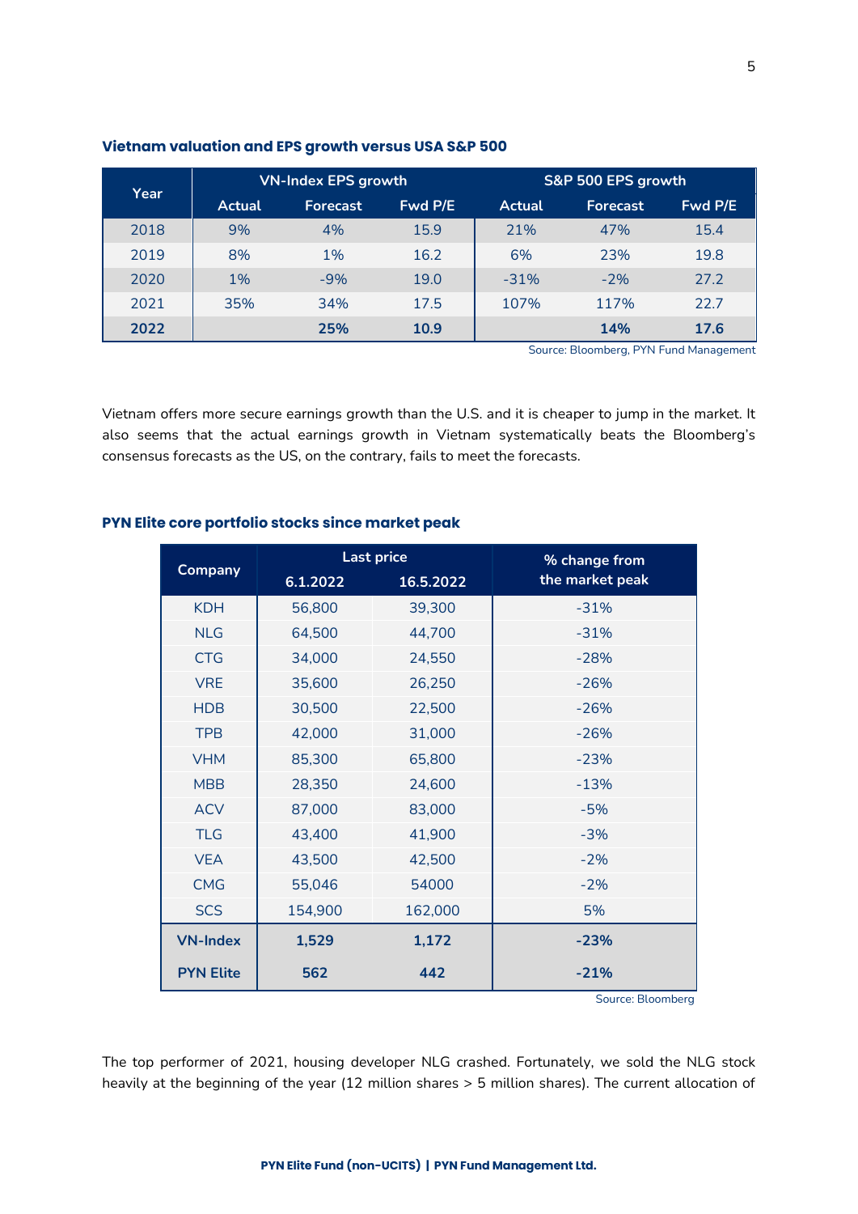**Vietnam valuation and EPS growth versus USA S&P 500**

| Year | VN-Index EPS growth | | | S&P 500 EPS growth | | |
|---|---|---|---|---|---|---|
| | Actual | Forecast | Fwd P/E | Actual | Forecast | Fwd P/E |
| 2018 | 9% | 4% | 15.9 | 21% | 47% | 15.4 |
| 2019 | 8% | 1% | 16.2 | 6% | 23% | 19.8 |
| 2020 | 1% | -9% | 19.0 | -31% | -2% | 27.2 |
| 2021 | 35% | 34% | 17.5 | 107% | 117% | 22.7 |
| **2022** | | **25%** | **10.9** | | **14%** | **17.6** |

Source: Bloomberg, PYN Fund Management

Vietnam offers more secure earnings growth than the U.S. and it is cheaper to jump in the market. It also seems that the actual earnings growth in Vietnam systematically beats the Bloomberg's consensus forecasts as the US, on the contrary, fails to meet the forecasts.

**PYN Elite core portfolio stocks since market peak**

| Company | Last price | | % change from the market peak |
|---|---|---|---|
| | 6.1.2022 | 16.5.2022 | |
| KDH | 56,800 | 39,300 | -31% |
| NLG | 64,500 | 44,700 | -31% |
| CTG | 34,000 | 24,550 | -28% |
| VRE | 35,600 | 26,250 | -26% |
| HDB | 30,500 | 22,500 | -26% |
| TPB | 42,000 | 31,000 | -26% |
| VHM | 85,300 | 65,800 | -23% |
| MBB | 28,350 | 24,600 | -13% |
| ACV | 87,000 | 83,000 | -5% |
| TLG | 43,400 | 41,900 | -3% |
| VEA | 43,500 | 42,500 | -2% |
| CMG | 55,046 | 54000 | -2% |
| SCS | 154,900 | 162,000 | 5% |
| **VN-Index** | **1,529** | **1,172** | **-23%** |
| **PYN Elite** | **562** | **442** | **-21%** |

Source: Bloomberg

The top performer of 2021, housing developer NLG crashed. Fortunately, we sold the NLG stock heavily at the beginning of the year (12 million shares > 5 million shares). The current allocation of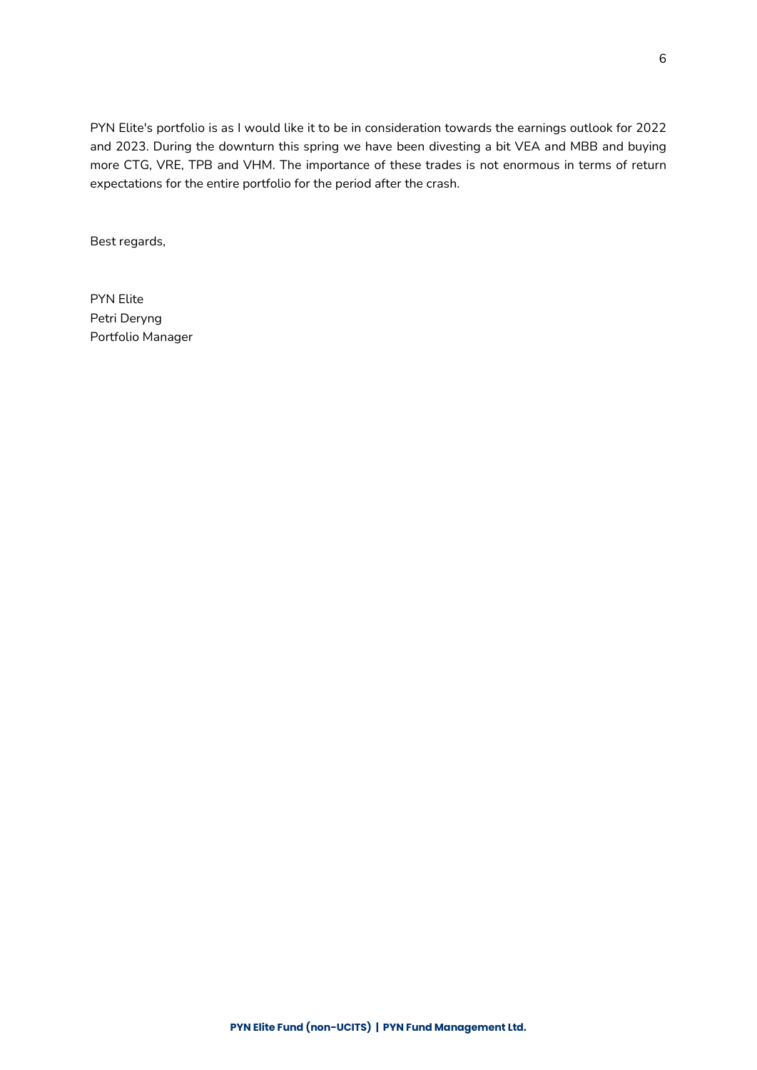PYN Elite's portfolio is as I would like it to be in consideration towards the earnings outlook for 2022 and 2023. During the downturn this spring we have been divesting a bit VEA and MBB and buying more CTG, VRE, TPB and VHM. The importance of these trades is not enormous in terms of return expectations for the entire portfolio for the period after the crash.

Best regards,

PYN Elite  
Petri Deryng  
Portfolio Manager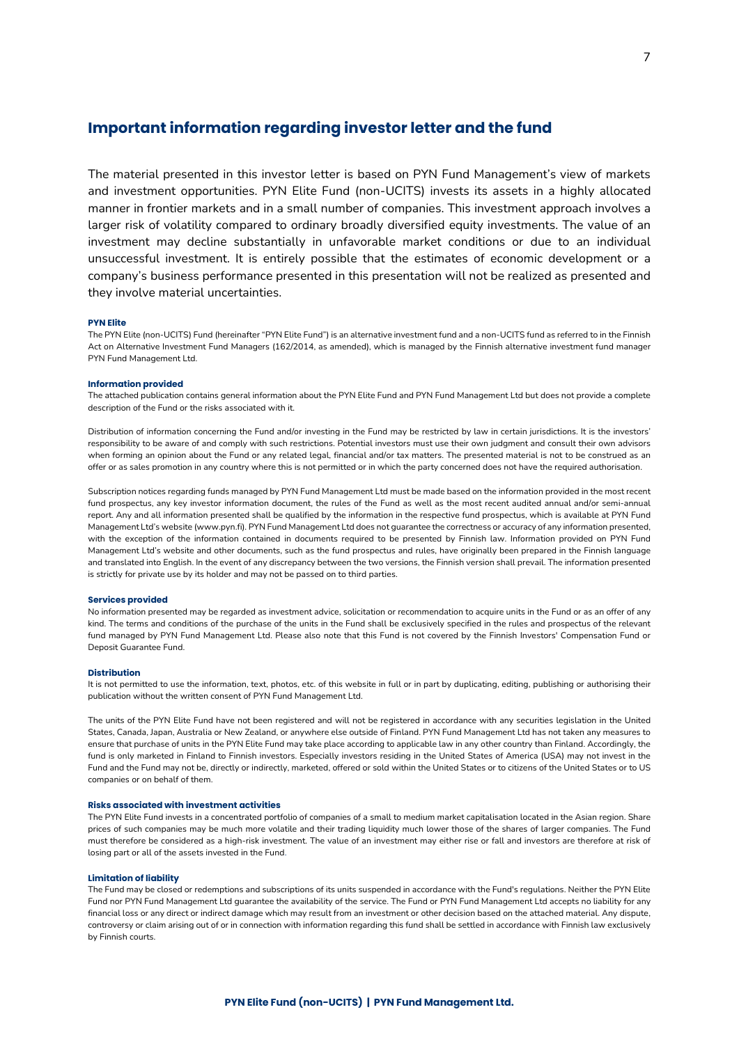# Important information regarding investor letter and the fund

The material presented in this investor letter is based on PYN Fund Management's view of markets and investment opportunities. PYN Elite Fund (non-UCITS) invests its assets in a highly allocated manner in frontier markets and in a small number of companies. This investment approach involves a larger risk of volatility compared to ordinary broadly diversified equity investments. The value of an investment may decline substantially in unfavorable market conditions or due to an individual unsuccessful investment. It is entirely possible that the estimates of economic development or a company's business performance presented in this presentation will not be realized as presented and they involve material uncertainties.

### PYN Elite

The PYN Elite (non-UCITS) Fund (hereinafter "PYN Elite Fund") is an alternative investment fund and a non-UCITS fund as referred to in the Finnish Act on Alternative Investment Fund Managers (162/2014, as amended), which is managed by the Finnish alternative investment fund manager PYN Fund Management Ltd.

### Information provided

The attached publication contains general information about the PYN Elite Fund and PYN Fund Management Ltd but does not provide a complete description of the Fund or the risks associated with it.

Distribution of information concerning the Fund and/or investing in the Fund may be restricted by law in certain jurisdictions. It is the investors' responsibility to be aware of and comply with such restrictions. Potential investors must use their own judgment and consult their own advisors when forming an opinion about the Fund or any related legal, financial and/or tax matters. The presented material is not to be construed as an offer or as sales promotion in any country where this is not permitted or in which the party concerned does not have the required authorisation.

Subscription notices regarding funds managed by PYN Fund Management Ltd must be made based on the information provided in the most recent fund prospectus, any key investor information document, the rules of the Fund as well as the most recent audited annual and/or semi-annual report. Any and all information presented shall be qualified by the information in the respective fund prospectus, which is available at PYN Fund Management Ltd's website (www.pyn.fi). PYN Fund Management Ltd does not guarantee the correctness or accuracy of any information presented, with the exception of the information contained in documents required to be presented by Finnish law. Information provided on PYN Fund Management Ltd's website and other documents, such as the fund prospectus and rules, have originally been prepared in the Finnish language and translated into English. In the event of any discrepancy between the two versions, the Finnish version shall prevail. The information presented is strictly for private use by its holder and may not be passed on to third parties.

### Services provided

No information presented may be regarded as investment advice, solicitation or recommendation to acquire units in the Fund or as an offer of any kind. The terms and conditions of the purchase of the units in the Fund shall be exclusively specified in the rules and prospectus of the relevant fund managed by PYN Fund Management Ltd. Please also note that this Fund is not covered by the Finnish Investors' Compensation Fund or Deposit Guarantee Fund.

### Distribution

It is not permitted to use the information, text, photos, etc. of this website in full or in part by duplicating, editing, publishing or authorising their publication without the written consent of PYN Fund Management Ltd.

The units of the PYN Elite Fund have not been registered and will not be registered in accordance with any securities legislation in the United States, Canada, Japan, Australia or New Zealand, or anywhere else outside of Finland. PYN Fund Management Ltd has not taken any measures to ensure that purchase of units in the PYN Elite Fund may take place according to applicable law in any other country than Finland. Accordingly, the fund is only marketed in Finland to Finnish investors. Especially investors residing in the United States of America (USA) may not invest in the Fund and the Fund may not be, directly or indirectly, marketed, offered or sold within the United States or to citizens of the United States or to US companies or on behalf of them.

### Risks associated with investment activities

The PYN Elite Fund invests in a concentrated portfolio of companies of a small to medium market capitalisation located in the Asian region. Share prices of such companies may be much more volatile and their trading liquidity much lower those of the shares of larger companies. The Fund must therefore be considered as a high-risk investment. The value of an investment may either rise or fall and investors are therefore at risk of losing part or all of the assets invested in the Fund.

### Limitation of liability

The Fund may be closed or redemptions and subscriptions of its units suspended in accordance with the Fund's regulations. Neither the PYN Elite Fund nor PYN Fund Management Ltd guarantee the availability of the service. The Fund or PYN Fund Management Ltd accepts no liability for any financial loss or any direct or indirect damage which may result from an investment or other decision based on the attached material. Any dispute, controversy or claim arising out of or in connection with information regarding this fund shall be settled in accordance with Finnish law exclusively by Finnish courts.